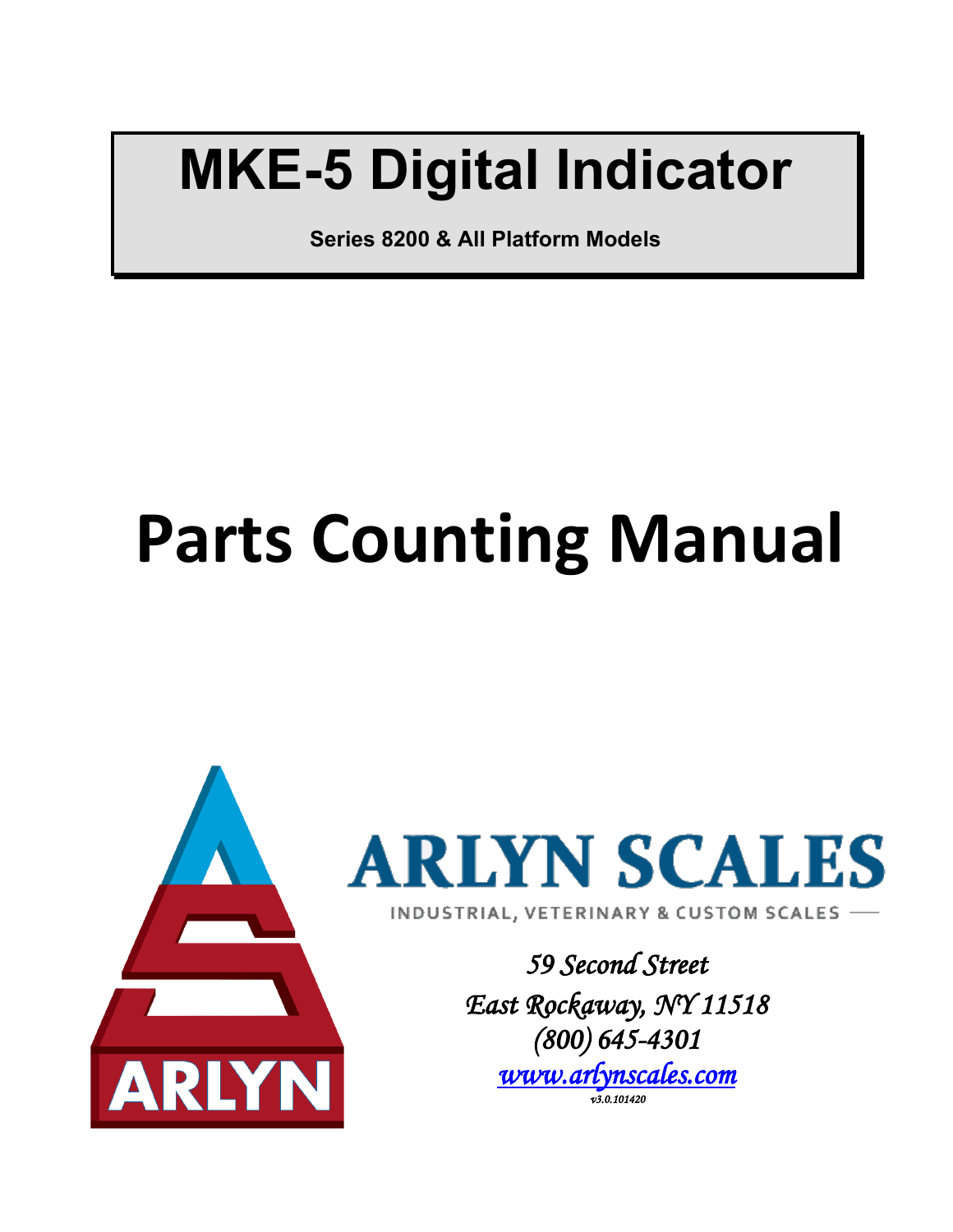# MKE-5 Digital Indicator

**Series 8200 & All Platform Models**

# Parts Counting Manual

ARLYN

ARLYN SCALES

INDUSTRIAL, VETERINARY & CUSTOM SCALES

*59 Second Street*

*East Rockaway, NY 11518*

*(800) 645-4301*

*[www.arlynscales.com](http://www.arlynscales.com)*

*v3.0.101420*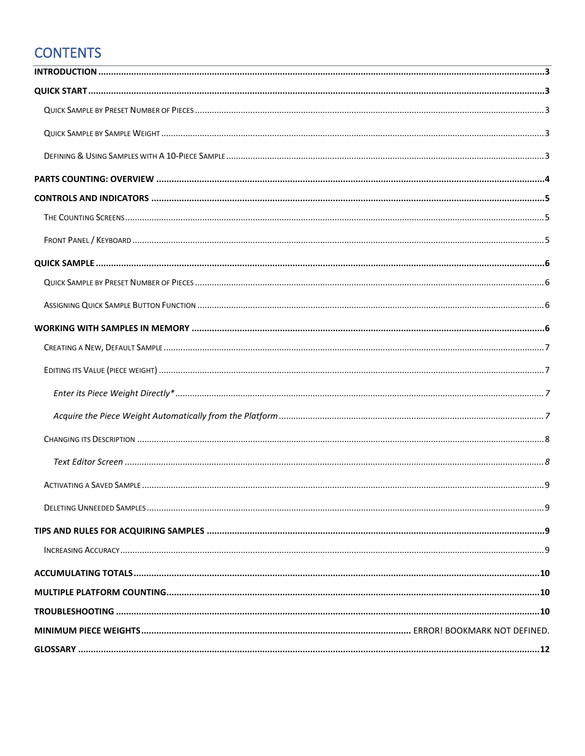# CONTENTS

**INTRODUCTION** .......... **3**

**QUICK START** .......... **3**

- Quick Sample by Preset Number of Pieces .......... 3
- Quick Sample by Sample Weight .......... 3
- Defining & Using Samples with A 10-Piece Sample .......... 3

**PARTS COUNTING: OVERVIEW** .......... **4**

**CONTROLS AND INDICATORS** .......... **5**

- The Counting Screens .......... 5
- Front Panel / Keyboard .......... 5

**QUICK SAMPLE** .......... **6**

- Quick Sample by Preset Number of Pieces .......... 6
- Assigning Quick Sample Button Function .......... 6

**WORKING WITH SAMPLES IN MEMORY** .......... **6**

- Creating a New, Default Sample .......... 7
- Editing its Value (piece weight) .......... 7
  - *Enter its Piece Weight Directly** .......... *7*
  - *Acquire the Piece Weight Automatically from the Platform* .......... *7*
- Changing its Description .......... 8
  - *Text Editor Screen* .......... *8*
- Activating a Saved Sample .......... 9
- Deleting Unneeded Samples .......... 9

**TIPS AND RULES FOR ACQUIRING SAMPLES** .......... **9**

- Increasing Accuracy .......... 9

**ACCUMULATING TOTALS** .......... **10**

**MULTIPLE PLATFORM COUNTING** .......... **10**

**TROUBLESHOOTING** .......... **10**

**MINIMUM PIECE WEIGHTS** .......... ERROR! BOOKMARK NOT DEFINED.

**GLOSSARY** .......... **12**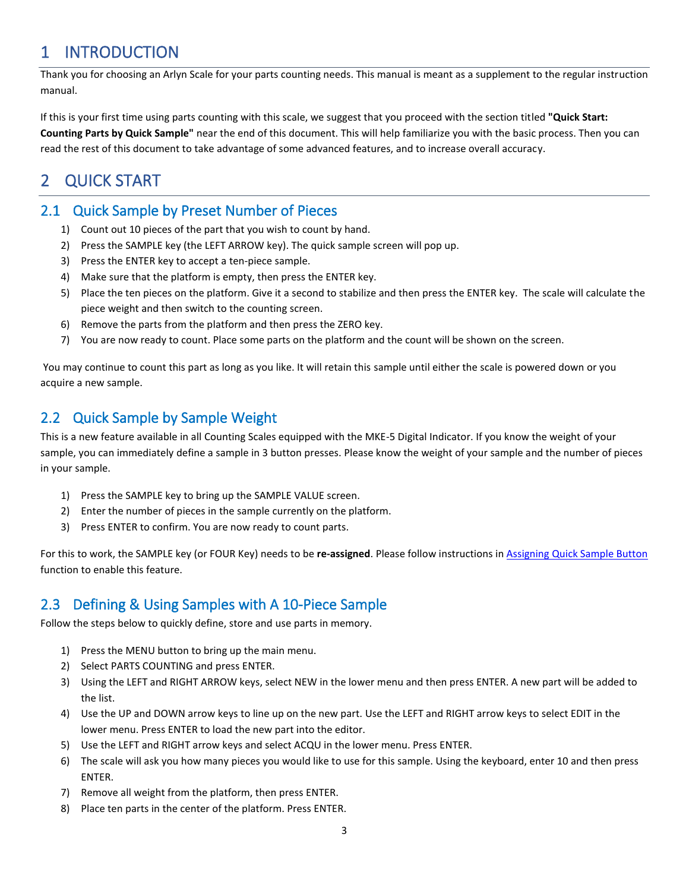# 1 INTRODUCTION

Thank you for choosing an Arlyn Scale for your parts counting needs. This manual is meant as a supplement to the regular instruction manual.

If this is your first time using parts counting with this scale, we suggest that you proceed with the section titled **"Quick Start: Counting Parts by Quick Sample"** near the end of this document. This will help familiarize you with the basic process. Then you can read the rest of this document to take advantage of some advanced features, and to increase overall accuracy.

# 2 QUICK START

## 2.1 Quick Sample by Preset Number of Pieces

1) Count out 10 pieces of the part that you wish to count by hand.
2) Press the SAMPLE key (the LEFT ARROW key). The quick sample screen will pop up.
3) Press the ENTER key to accept a ten-piece sample.
4) Make sure that the platform is empty, then press the ENTER key.
5) Place the ten pieces on the platform. Give it a second to stabilize and then press the ENTER key. The scale will calculate the piece weight and then switch to the counting screen.
6) Remove the parts from the platform and then press the ZERO key.
7) You are now ready to count. Place some parts on the platform and the count will be shown on the screen.

You may continue to count this part as long as you like. It will retain this sample until either the scale is powered down or you acquire a new sample.

## 2.2 Quick Sample by Sample Weight

This is a new feature available in all Counting Scales equipped with the MKE-5 Digital Indicator. If you know the weight of your sample, you can immediately define a sample in 3 button presses. Please know the weight of your sample and the number of pieces in your sample.

1) Press the SAMPLE key to bring up the SAMPLE VALUE screen.
2) Enter the number of pieces in the sample currently on the platform.
3) Press ENTER to confirm. You are now ready to count parts.

For this to work, the SAMPLE key (or FOUR Key) needs to be **re-assigned**. Please follow instructions in [Assigning Quick Sample Button] function to enable this feature.

## 2.3 Defining & Using Samples with A 10-Piece Sample

Follow the steps below to quickly define, store and use parts in memory.

1) Press the MENU button to bring up the main menu.
2) Select PARTS COUNTING and press ENTER.
3) Using the LEFT and RIGHT ARROW keys, select NEW in the lower menu and then press ENTER. A new part will be added to the list.
4) Use the UP and DOWN arrow keys to line up on the new part. Use the LEFT and RIGHT arrow keys to select EDIT in the lower menu. Press ENTER to load the new part into the editor.
5) Use the LEFT and RIGHT arrow keys and select ACQU in the lower menu. Press ENTER.
6) The scale will ask you how many pieces you would like to use for this sample. Using the keyboard, enter 10 and then press ENTER.
7) Remove all weight from the platform, then press ENTER.
8) Place ten parts in the center of the platform. Press ENTER.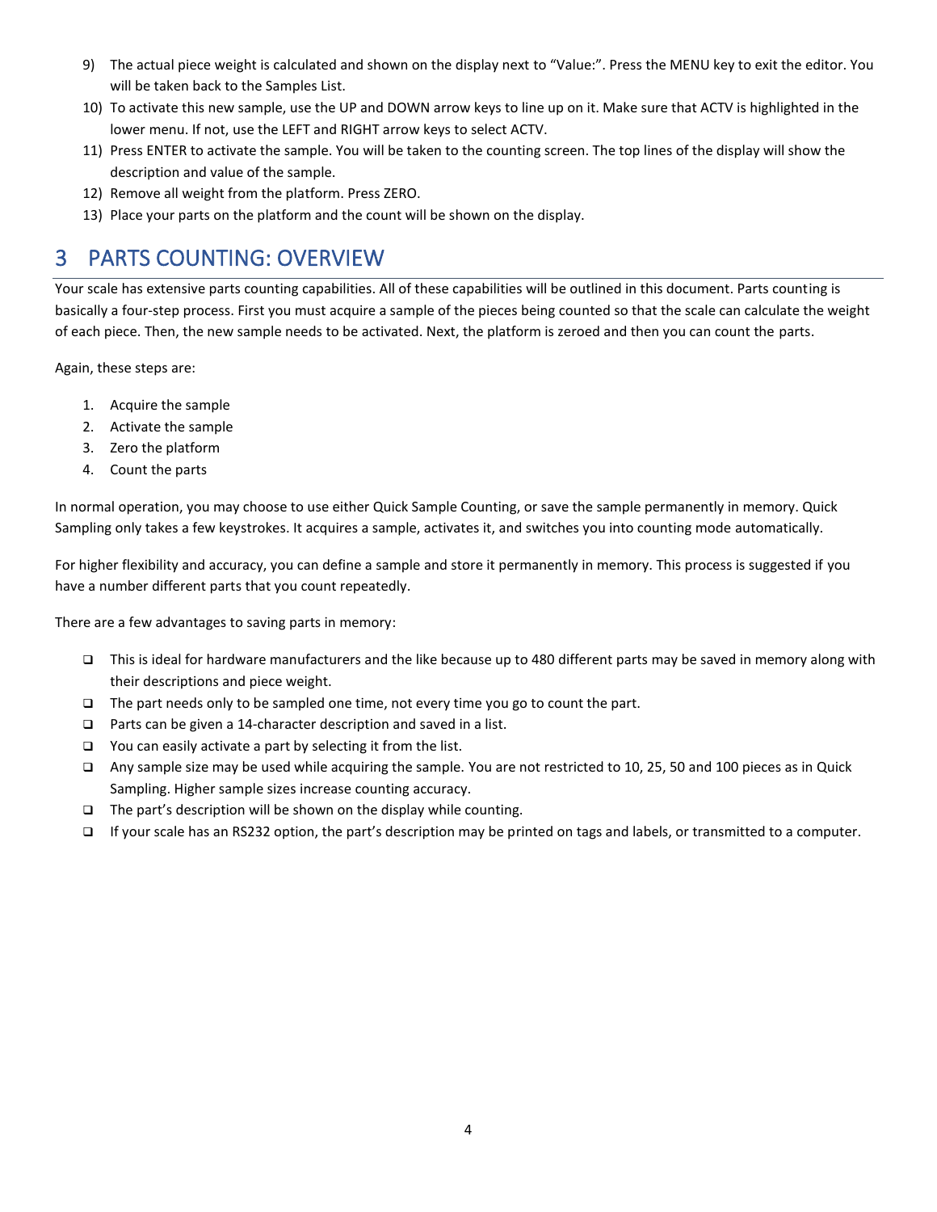9) The actual piece weight is calculated and shown on the display next to "Value:". Press the MENU key to exit the editor. You will be taken back to the Samples List.
10) To activate this new sample, use the UP and DOWN arrow keys to line up on it. Make sure that ACTV is highlighted in the lower menu. If not, use the LEFT and RIGHT arrow keys to select ACTV.
11) Press ENTER to activate the sample. You will be taken to the counting screen. The top lines of the display will show the description and value of the sample.
12) Remove all weight from the platform. Press ZERO.
13) Place your parts on the platform and the count will be shown on the display.

# 3 PARTS COUNTING: OVERVIEW

Your scale has extensive parts counting capabilities. All of these capabilities will be outlined in this document. Parts counting is basically a four-step process. First you must acquire a sample of the pieces being counted so that the scale can calculate the weight of each piece. Then, the new sample needs to be activated. Next, the platform is zeroed and then you can count the parts.

Again, these steps are:

1. Acquire the sample
2. Activate the sample
3. Zero the platform
4. Count the parts

In normal operation, you may choose to use either Quick Sample Counting, or save the sample permanently in memory. Quick Sampling only takes a few keystrokes. It acquires a sample, activates it, and switches you into counting mode automatically.

For higher flexibility and accuracy, you can define a sample and store it permanently in memory. This process is suggested if you have a number different parts that you count repeatedly.

There are a few advantages to saving parts in memory:

- This is ideal for hardware manufacturers and the like because up to 480 different parts may be saved in memory along with their descriptions and piece weight.
- The part needs only to be sampled one time, not every time you go to count the part.
- Parts can be given a 14-character description and saved in a list.
- You can easily activate a part by selecting it from the list.
- Any sample size may be used while acquiring the sample. You are not restricted to 10, 25, 50 and 100 pieces as in Quick Sampling. Higher sample sizes increase counting accuracy.
- The part's description will be shown on the display while counting.
- If your scale has an RS232 option, the part's description may be printed on tags and labels, or transmitted to a computer.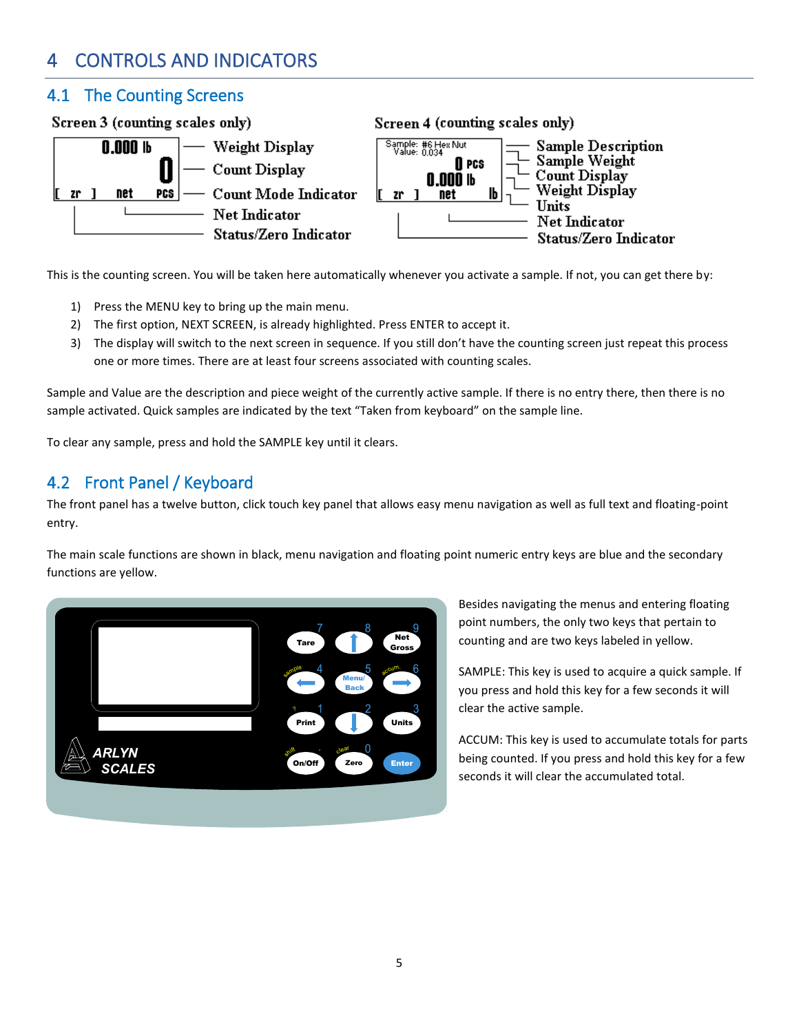# 4 CONTROLS AND INDICATORS

## 4.1 The Counting Screens

Screen 3 (counting scales only)

Screen 4 (counting scales only)

This is the counting screen. You will be taken here automatically whenever you activate a sample. If not, you can get there by:

1) Press the MENU key to bring up the main menu.
2) The first option, NEXT SCREEN, is already highlighted. Press ENTER to accept it.
3) The display will switch to the next screen in sequence. If you still don't have the counting screen just repeat this process one or more times. There are at least four screens associated with counting scales.

Sample and Value are the description and piece weight of the currently active sample. If there is no entry there, then there is no sample activated. Quick samples are indicated by the text "Taken from keyboard" on the sample line.

To clear any sample, press and hold the SAMPLE key until it clears.

## 4.2 Front Panel / Keyboard

The front panel has a twelve button, click touch key panel that allows easy menu navigation as well as full text and floating-point entry.

The main scale functions are shown in black, menu navigation and floating point numeric entry keys are blue and the secondary functions are yellow.

Besides navigating the menus and entering floating point numbers, the only two keys that pertain to counting and are two keys labeled in yellow.

SAMPLE: This key is used to acquire a quick sample. If you press and hold this key for a few seconds it will clear the active sample.

ACCUM: This key is used to accumulate totals for parts being counted. If you press and hold this key for a few seconds it will clear the accumulated total.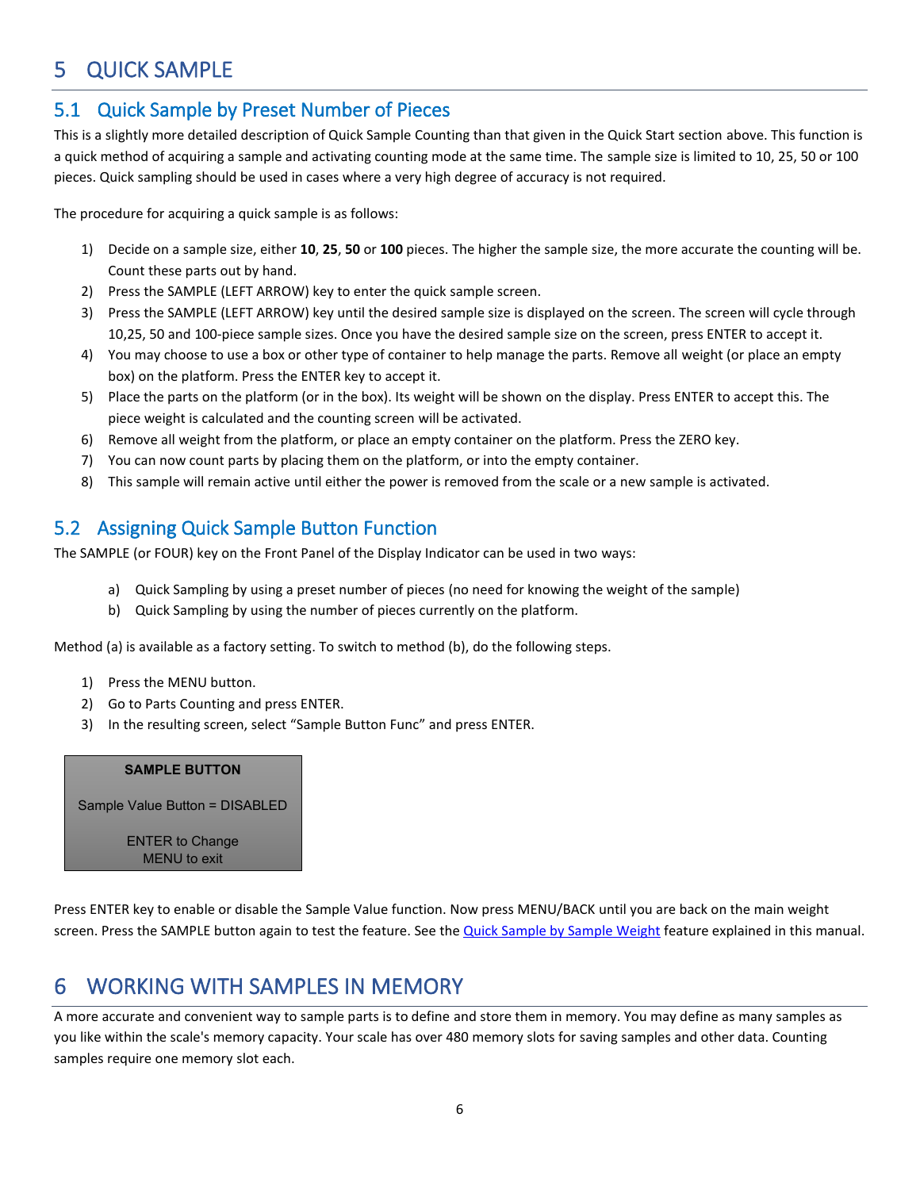# 5 QUICK SAMPLE

## 5.1 Quick Sample by Preset Number of Pieces

This is a slightly more detailed description of Quick Sample Counting than that given in the Quick Start section above. This function is a quick method of acquiring a sample and activating counting mode at the same time. The sample size is limited to 10, 25, 50 or 100 pieces. Quick sampling should be used in cases where a very high degree of accuracy is not required.

The procedure for acquiring a quick sample is as follows:

1) Decide on a sample size, either **10**, **25**, **50** or **100** pieces. The higher the sample size, the more accurate the counting will be. Count these parts out by hand.
2) Press the SAMPLE (LEFT ARROW) key to enter the quick sample screen.
3) Press the SAMPLE (LEFT ARROW) key until the desired sample size is displayed on the screen. The screen will cycle through 10,25, 50 and 100-piece sample sizes. Once you have the desired sample size on the screen, press ENTER to accept it.
4) You may choose to use a box or other type of container to help manage the parts. Remove all weight (or place an empty box) on the platform. Press the ENTER key to accept it.
5) Place the parts on the platform (or in the box). Its weight will be shown on the display. Press ENTER to accept this. The piece weight is calculated and the counting screen will be activated.
6) Remove all weight from the platform, or place an empty container on the platform. Press the ZERO key.
7) You can now count parts by placing them on the platform, or into the empty container.
8) This sample will remain active until either the power is removed from the scale or a new sample is activated.

## 5.2 Assigning Quick Sample Button Function

The SAMPLE (or FOUR) key on the Front Panel of the Display Indicator can be used in two ways:

a) Quick Sampling by using a preset number of pieces (no need for knowing the weight of the sample)
b) Quick Sampling by using the number of pieces currently on the platform.

Method (a) is available as a factory setting. To switch to method (b), do the following steps.

1) Press the MENU button.
2) Go to Parts Counting and press ENTER.
3) In the resulting screen, select "Sample Button Func" and press ENTER.

```
SAMPLE BUTTON

Sample Value Button = DISABLED

ENTER to Change
MENU to exit
```

Press ENTER key to enable or disable the Sample Value function. Now press MENU/BACK until you are back on the main weight screen. Press the SAMPLE button again to test the feature. See the Quick Sample by Sample Weight feature explained in this manual.

# 6 WORKING WITH SAMPLES IN MEMORY

A more accurate and convenient way to sample parts is to define and store them in memory. You may define as many samples as you like within the scale's memory capacity. Your scale has over 480 memory slots for saving samples and other data. Counting samples require one memory slot each.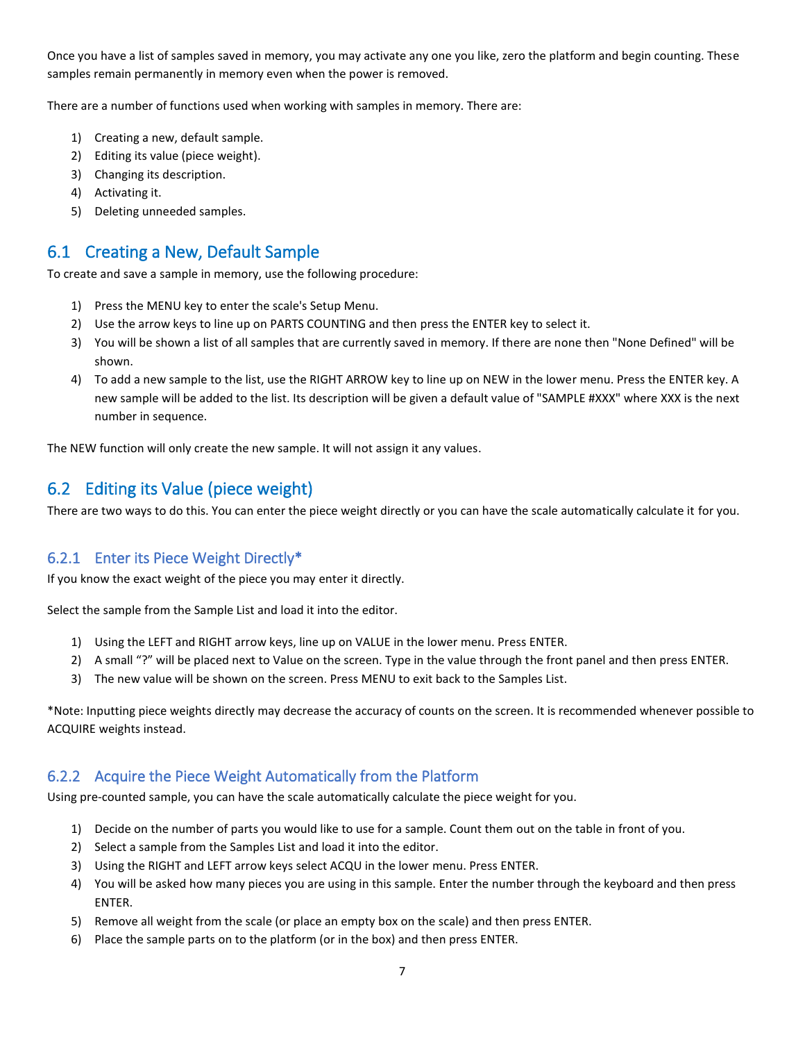Once you have a list of samples saved in memory, you may activate any one you like, zero the platform and begin counting. These samples remain permanently in memory even when the power is removed.

There are a number of functions used when working with samples in memory. There are:

1) Creating a new, default sample.
2) Editing its value (piece weight).
3) Changing its description.
4) Activating it.
5) Deleting unneeded samples.

## 6.1 Creating a New, Default Sample

To create and save a sample in memory, use the following procedure:

1) Press the MENU key to enter the scale's Setup Menu.
2) Use the arrow keys to line up on PARTS COUNTING and then press the ENTER key to select it.
3) You will be shown a list of all samples that are currently saved in memory. If there are none then "None Defined" will be shown.
4) To add a new sample to the list, use the RIGHT ARROW key to line up on NEW in the lower menu. Press the ENTER key. A new sample will be added to the list. Its description will be given a default value of "SAMPLE #XXX" where XXX is the next number in sequence.

The NEW function will only create the new sample. It will not assign it any values.

## 6.2 Editing its Value (piece weight)

There are two ways to do this. You can enter the piece weight directly or you can have the scale automatically calculate it for you.

### 6.2.1 Enter its Piece Weight Directly*

If you know the exact weight of the piece you may enter it directly.

Select the sample from the Sample List and load it into the editor.

1) Using the LEFT and RIGHT arrow keys, line up on VALUE in the lower menu. Press ENTER.
2) A small "?" will be placed next to Value on the screen. Type in the value through the front panel and then press ENTER.
3) The new value will be shown on the screen. Press MENU to exit back to the Samples List.

*Note: Inputting piece weights directly may decrease the accuracy of counts on the screen. It is recommended whenever possible to ACQUIRE weights instead.

### 6.2.2 Acquire the Piece Weight Automatically from the Platform

Using pre-counted sample, you can have the scale automatically calculate the piece weight for you.

1) Decide on the number of parts you would like to use for a sample. Count them out on the table in front of you.
2) Select a sample from the Samples List and load it into the editor.
3) Using the RIGHT and LEFT arrow keys select ACQU in the lower menu. Press ENTER.
4) You will be asked how many pieces you are using in this sample. Enter the number through the keyboard and then press ENTER.
5) Remove all weight from the scale (or place an empty box on the scale) and then press ENTER.
6) Place the sample parts on to the platform (or in the box) and then press ENTER.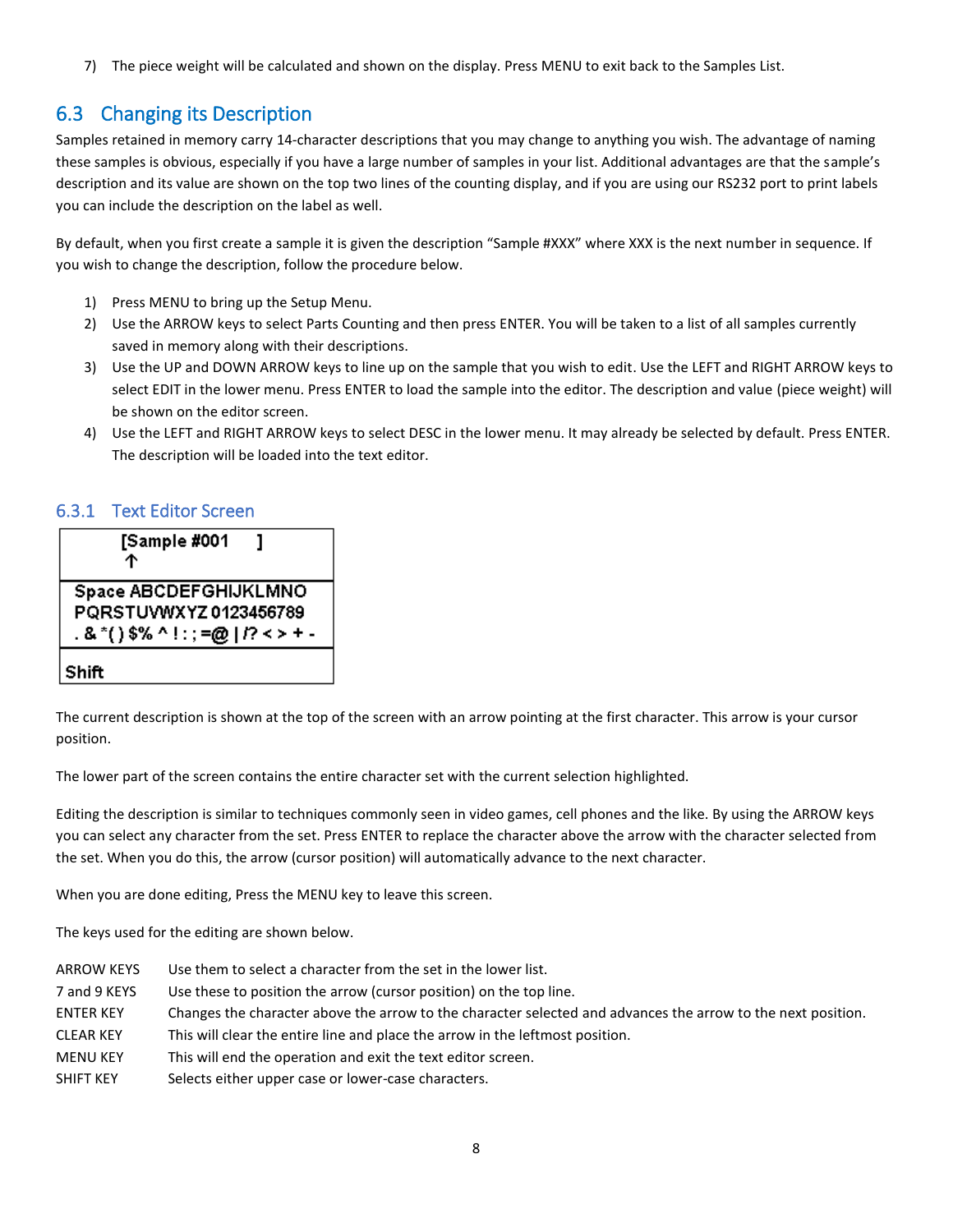7) The piece weight will be calculated and shown on the display. Press MENU to exit back to the Samples List.

## 6.3 Changing its Description

Samples retained in memory carry 14-character descriptions that you may change to anything you wish. The advantage of naming these samples is obvious, especially if you have a large number of samples in your list. Additional advantages are that the sample's description and its value are shown on the top two lines of the counting display, and if you are using our RS232 port to print labels you can include the description on the label as well.

By default, when you first create a sample it is given the description "Sample #XXX" where XXX is the next number in sequence. If you wish to change the description, follow the procedure below.

1) Press MENU to bring up the Setup Menu.
2) Use the ARROW keys to select Parts Counting and then press ENTER. You will be taken to a list of all samples currently saved in memory along with their descriptions.
3) Use the UP and DOWN ARROW keys to line up on the sample that you wish to edit. Use the LEFT and RIGHT ARROW keys to select EDIT in the lower menu. Press ENTER to load the sample into the editor. The description and value (piece weight) will be shown on the editor screen.
4) Use the LEFT and RIGHT ARROW keys to select DESC in the lower menu. It may already be selected by default. Press ENTER. The description will be loaded into the text editor.

### 6.3.1 Text Editor Screen

```
[Sample #001      ]
 ↑
Space ABCDEFGHIJKLMNO
PQRSTUVWXYZ 0123456789
. & *( ) $% ^ ! : ; =@ | /? < > + -
Shift
```

The current description is shown at the top of the screen with an arrow pointing at the first character. This arrow is your cursor position.

The lower part of the screen contains the entire character set with the current selection highlighted.

Editing the description is similar to techniques commonly seen in video games, cell phones and the like. By using the ARROW keys you can select any character from the set. Press ENTER to replace the character above the arrow with the character selected from the set. When you do this, the arrow (cursor position) will automatically advance to the next character.

When you are done editing, Press the MENU key to leave this screen.

The keys used for the editing are shown below.

| | |
|---|---|
| ARROW KEYS | Use them to select a character from the set in the lower list. |
| 7 and 9 KEYS | Use these to position the arrow (cursor position) on the top line. |
| ENTER KEY | Changes the character above the arrow to the character selected and advances the arrow to the next position. |
| CLEAR KEY | This will clear the entire line and place the arrow in the leftmost position. |
| MENU KEY | This will end the operation and exit the text editor screen. |
| SHIFT KEY | Selects either upper case or lower-case characters. |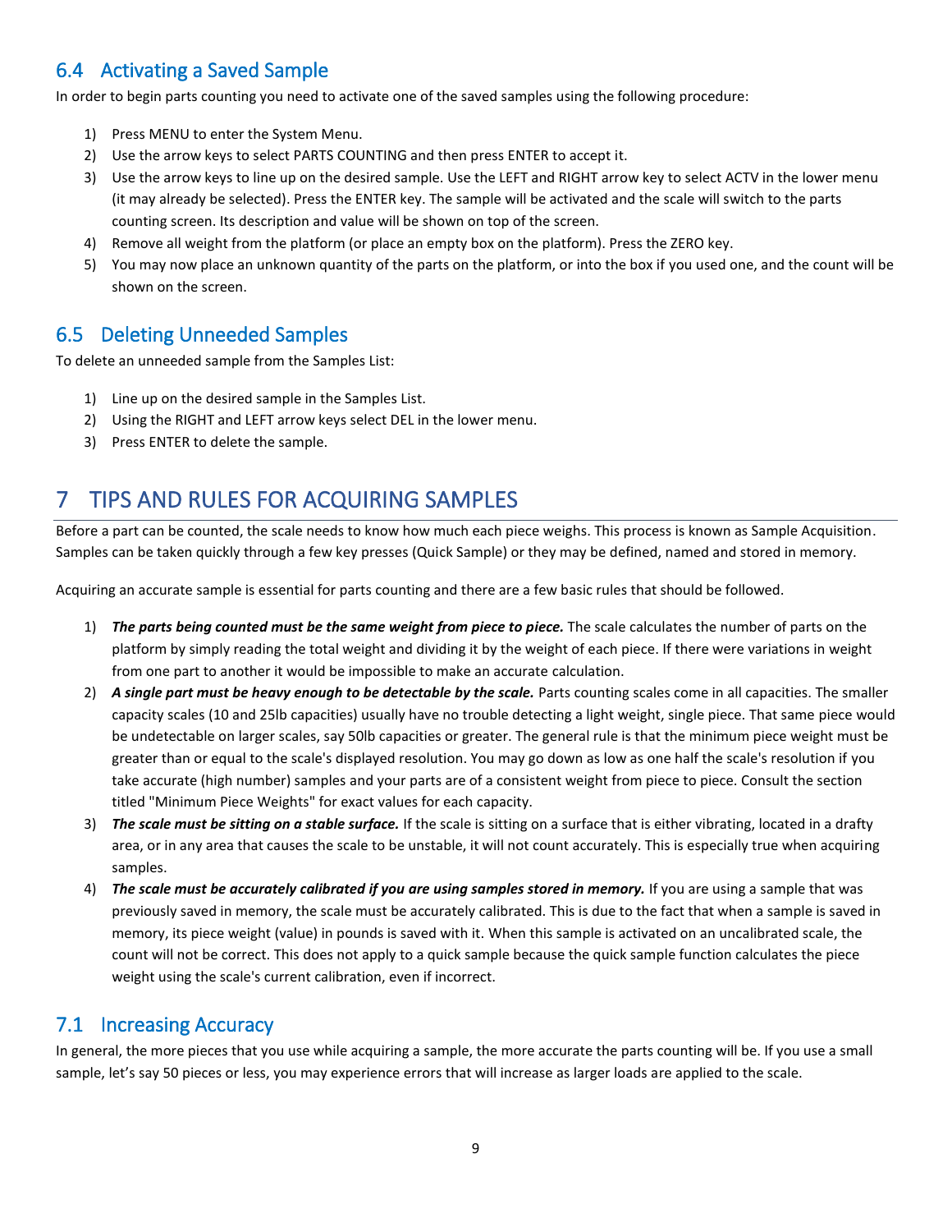## 6.4 Activating a Saved Sample

In order to begin parts counting you need to activate one of the saved samples using the following procedure:

1) Press MENU to enter the System Menu.
2) Use the arrow keys to select PARTS COUNTING and then press ENTER to accept it.
3) Use the arrow keys to line up on the desired sample. Use the LEFT and RIGHT arrow key to select ACTV in the lower menu (it may already be selected). Press the ENTER key. The sample will be activated and the scale will switch to the parts counting screen. Its description and value will be shown on top of the screen.
4) Remove all weight from the platform (or place an empty box on the platform). Press the ZERO key.
5) You may now place an unknown quantity of the parts on the platform, or into the box if you used one, and the count will be shown on the screen.

## 6.5 Deleting Unneeded Samples

To delete an unneeded sample from the Samples List:

1) Line up on the desired sample in the Samples List.
2) Using the RIGHT and LEFT arrow keys select DEL in the lower menu.
3) Press ENTER to delete the sample.

# 7 TIPS AND RULES FOR ACQUIRING SAMPLES

Before a part can be counted, the scale needs to know how much each piece weighs. This process is known as Sample Acquisition. Samples can be taken quickly through a few key presses (Quick Sample) or they may be defined, named and stored in memory.

Acquiring an accurate sample is essential for parts counting and there are a few basic rules that should be followed.

1) ***The parts being counted must be the same weight from piece to piece.*** The scale calculates the number of parts on the platform by simply reading the total weight and dividing it by the weight of each piece. If there were variations in weight from one part to another it would be impossible to make an accurate calculation.
2) ***A single part must be heavy enough to be detectable by the scale.*** Parts counting scales come in all capacities. The smaller capacity scales (10 and 25lb capacities) usually have no trouble detecting a light weight, single piece. That same piece would be undetectable on larger scales, say 50lb capacities or greater. The general rule is that the minimum piece weight must be greater than or equal to the scale's displayed resolution. You may go down as low as one half the scale's resolution if you take accurate (high number) samples and your parts are of a consistent weight from piece to piece. Consult the section titled "Minimum Piece Weights" for exact values for each capacity.
3) ***The scale must be sitting on a stable surface.*** If the scale is sitting on a surface that is either vibrating, located in a drafty area, or in any area that causes the scale to be unstable, it will not count accurately. This is especially true when acquiring samples.
4) ***The scale must be accurately calibrated if you are using samples stored in memory.*** If you are using a sample that was previously saved in memory, the scale must be accurately calibrated. This is due to the fact that when a sample is saved in memory, its piece weight (value) in pounds is saved with it. When this sample is activated on an uncalibrated scale, the count will not be correct. This does not apply to a quick sample because the quick sample function calculates the piece weight using the scale's current calibration, even if incorrect.

## 7.1 Increasing Accuracy

In general, the more pieces that you use while acquiring a sample, the more accurate the parts counting will be. If you use a small sample, let's say 50 pieces or less, you may experience errors that will increase as larger loads are applied to the scale.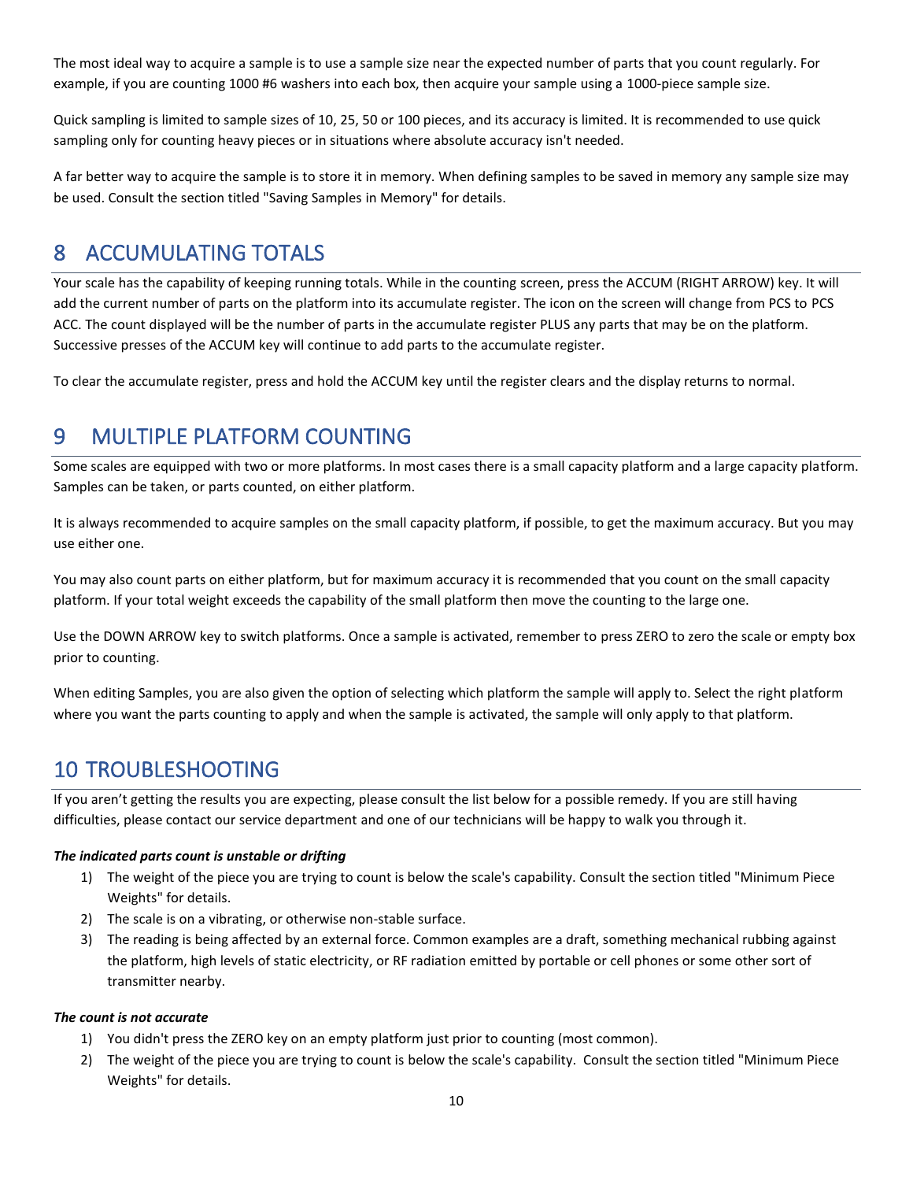The most ideal way to acquire a sample is to use a sample size near the expected number of parts that you count regularly. For example, if you are counting 1000 #6 washers into each box, then acquire your sample using a 1000-piece sample size.

Quick sampling is limited to sample sizes of 10, 25, 50 or 100 pieces, and its accuracy is limited. It is recommended to use quick sampling only for counting heavy pieces or in situations where absolute accuracy isn't needed.

A far better way to acquire the sample is to store it in memory. When defining samples to be saved in memory any sample size may be used. Consult the section titled "Saving Samples in Memory" for details.

# 8 ACCUMULATING TOTALS

Your scale has the capability of keeping running totals. While in the counting screen, press the ACCUM (RIGHT ARROW) key. It will add the current number of parts on the platform into its accumulate register. The icon on the screen will change from PCS to PCS ACC. The count displayed will be the number of parts in the accumulate register PLUS any parts that may be on the platform. Successive presses of the ACCUM key will continue to add parts to the accumulate register.

To clear the accumulate register, press and hold the ACCUM key until the register clears and the display returns to normal.

# 9 MULTIPLE PLATFORM COUNTING

Some scales are equipped with two or more platforms. In most cases there is a small capacity platform and a large capacity platform. Samples can be taken, or parts counted, on either platform.

It is always recommended to acquire samples on the small capacity platform, if possible, to get the maximum accuracy. But you may use either one.

You may also count parts on either platform, but for maximum accuracy it is recommended that you count on the small capacity platform. If your total weight exceeds the capability of the small platform then move the counting to the large one.

Use the DOWN ARROW key to switch platforms. Once a sample is activated, remember to press ZERO to zero the scale or empty box prior to counting.

When editing Samples, you are also given the option of selecting which platform the sample will apply to. Select the right platform where you want the parts counting to apply and when the sample is activated, the sample will only apply to that platform.

# 10 TROUBLESHOOTING

If you aren't getting the results you are expecting, please consult the list below for a possible remedy. If you are still having difficulties, please contact our service department and one of our technicians will be happy to walk you through it.

***The indicated parts count is unstable or drifting***

1) The weight of the piece you are trying to count is below the scale's capability. Consult the section titled "Minimum Piece Weights" for details.
2) The scale is on a vibrating, or otherwise non-stable surface.
3) The reading is being affected by an external force. Common examples are a draft, something mechanical rubbing against the platform, high levels of static electricity, or RF radiation emitted by portable or cell phones or some other sort of transmitter nearby.

***The count is not accurate***

1) You didn't press the ZERO key on an empty platform just prior to counting (most common).
2) The weight of the piece you are trying to count is below the scale's capability. Consult the section titled "Minimum Piece Weights" for details.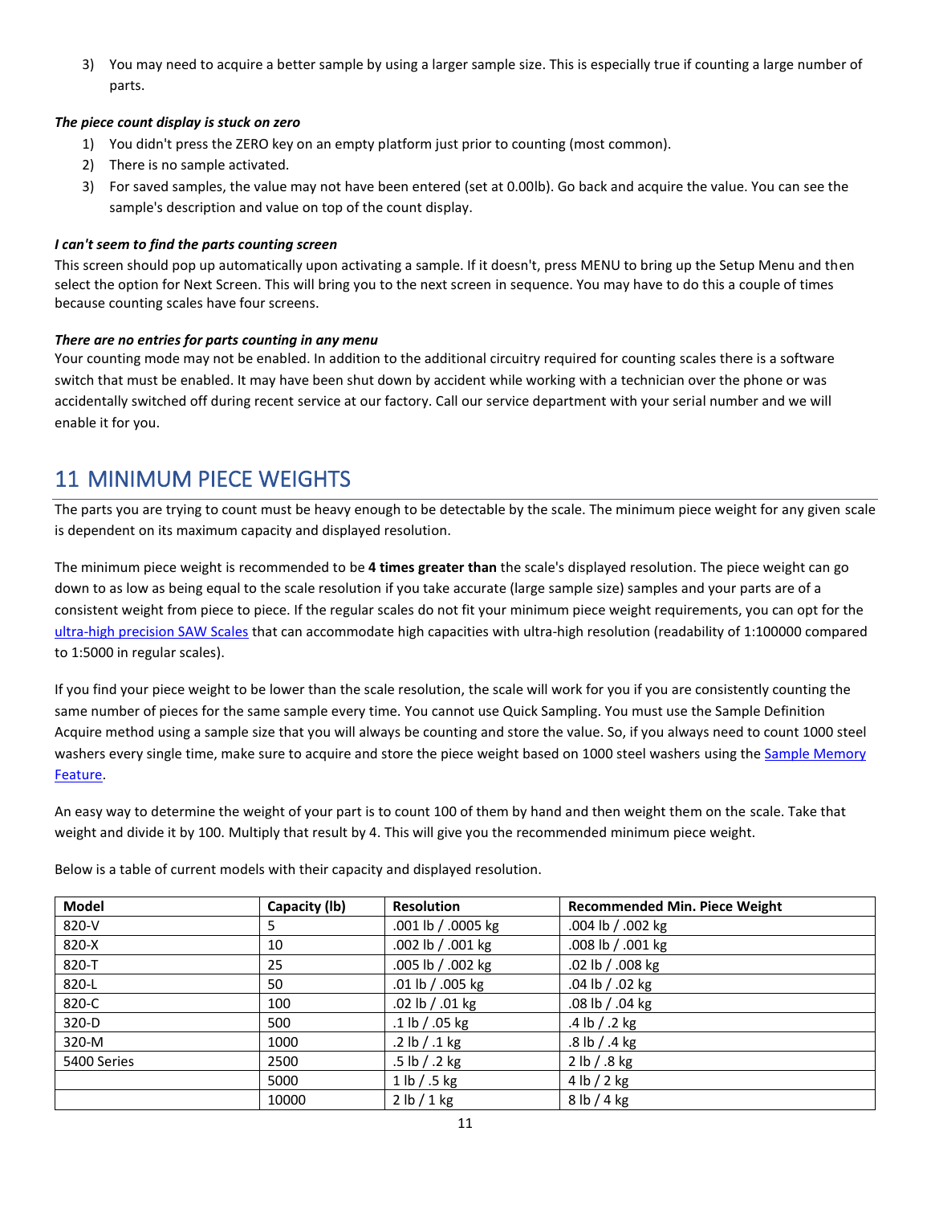3) You may need to acquire a better sample by using a larger sample size. This is especially true if counting a large number of parts.

***The piece count display is stuck on zero***

1) You didn't press the ZERO key on an empty platform just prior to counting (most common).
2) There is no sample activated.
3) For saved samples, the value may not have been entered (set at 0.00lb). Go back and acquire the value. You can see the sample's description and value on top of the count display.

***I can't seem to find the parts counting screen***

This screen should pop up automatically upon activating a sample. If it doesn't, press MENU to bring up the Setup Menu and then select the option for Next Screen. This will bring you to the next screen in sequence. You may have to do this a couple of times because counting scales have four screens.

***There are no entries for parts counting in any menu***

Your counting mode may not be enabled. In addition to the additional circuitry required for counting scales there is a software switch that must be enabled. It may have been shut down by accident while working with a technician over the phone or was accidentally switched off during recent service at our factory. Call our service department with your serial number and we will enable it for you.

# 11 MINIMUM PIECE WEIGHTS

The parts you are trying to count must be heavy enough to be detectable by the scale. The minimum piece weight for any given scale is dependent on its maximum capacity and displayed resolution.

The minimum piece weight is recommended to be **4 times greater than** the scale's displayed resolution. The piece weight can go down to as low as being equal to the scale resolution if you take accurate (large sample size) samples and your parts are of a consistent weight from piece to piece. If the regular scales do not fit your minimum piece weight requirements, you can opt for the ultra-high precision SAW Scales that can accommodate high capacities with ultra-high resolution (readability of 1:100000 compared to 1:5000 in regular scales).

If you find your piece weight to be lower than the scale resolution, the scale will work for you if you are consistently counting the same number of pieces for the same sample every time. You cannot use Quick Sampling. You must use the Sample Definition Acquire method using a sample size that you will always be counting and store the value. So, if you always need to count 1000 steel washers every single time, make sure to acquire and store the piece weight based on 1000 steel washers using the Sample Memory Feature.

An easy way to determine the weight of your part is to count 100 of them by hand and then weight them on the scale. Take that weight and divide it by 100. Multiply that result by 4. This will give you the recommended minimum piece weight.

Below is a table of current models with their capacity and displayed resolution.

| Model | Capacity (lb) | Resolution | Recommended Min. Piece Weight |
|---|---|---|---|
| 820-V | 5 | .001 lb / .0005 kg | .004 lb / .002 kg |
| 820-X | 10 | .002 lb / .001 kg | .008 lb / .001 kg |
| 820-T | 25 | .005 lb / .002 kg | .02 lb / .008 kg |
| 820-L | 50 | .01 lb / .005 kg | .04 lb / .02 kg |
| 820-C | 100 | .02 lb / .01 kg | .08 lb / .04 kg |
| 320-D | 500 | .1 lb / .05 kg | .4 lb / .2 kg |
| 320-M | 1000 | .2 lb / .1 kg | .8 lb / .4 kg |
| 5400 Series | 2500 | .5 lb / .2 kg | 2 lb / .8 kg |
| | 5000 | 1 lb / .5 kg | 4 lb / 2 kg |
| | 10000 | 2 lb / 1 kg | 8 lb / 4 kg |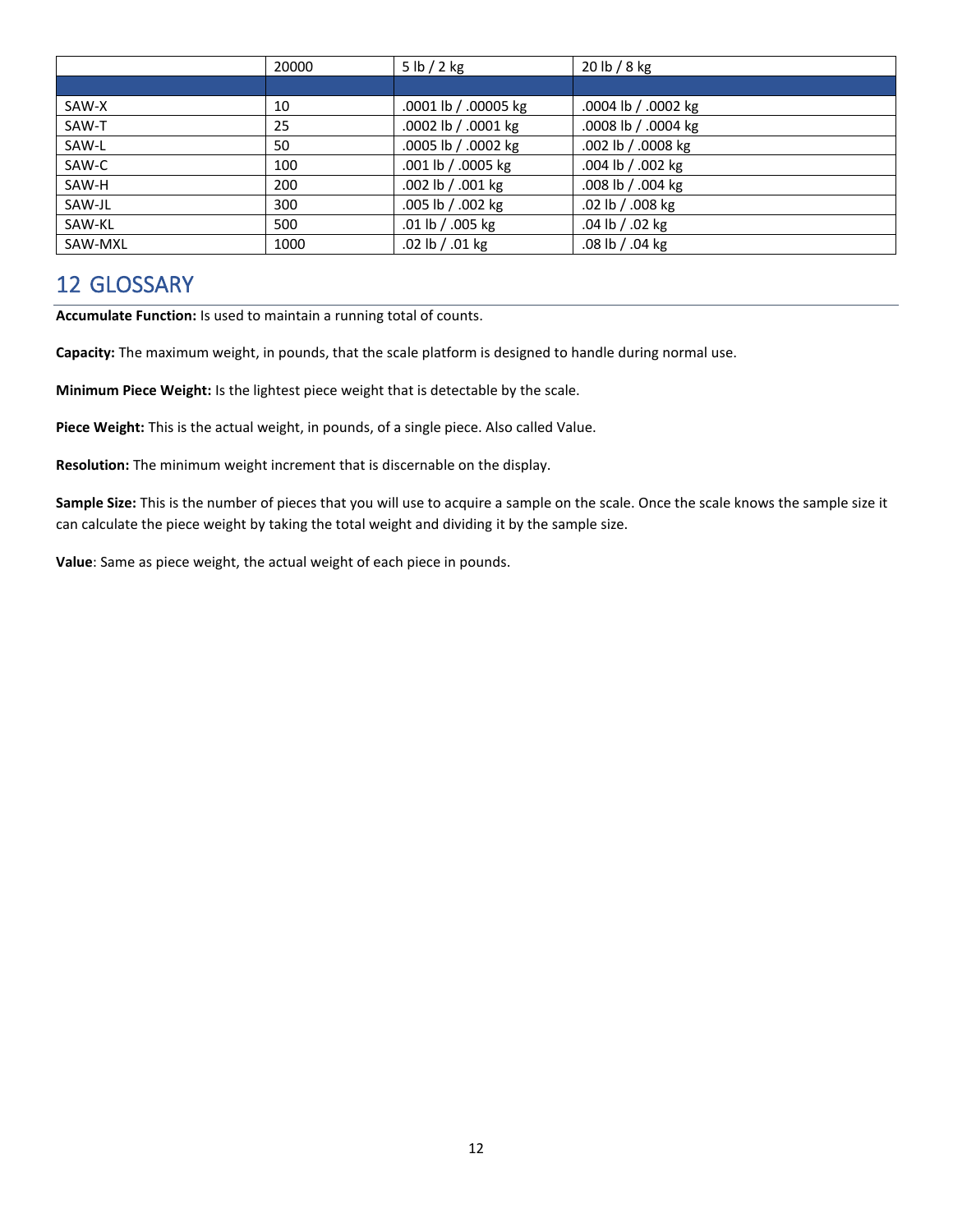| | 20000 | 5 lb / 2 kg | 20 lb / 8 kg |
| --- | --- | --- | --- |
| | | | |
| SAW-X | 10 | .0001 lb / .00005 kg | .0004 lb / .0002 kg |
| SAW-T | 25 | .0002 lb / .0001 kg | .0008 lb / .0004 kg |
| SAW-L | 50 | .0005 lb / .0002 kg | .002 lb / .0008 kg |
| SAW-C | 100 | .001 lb / .0005 kg | .004 lb / .002 kg |
| SAW-H | 200 | .002 lb / .001 kg | .008 lb / .004 kg |
| SAW-JL | 300 | .005 lb / .002 kg | .02 lb / .008 kg |
| SAW-KL | 500 | .01 lb / .005 kg | .04 lb / .02 kg |
| SAW-MXL | 1000 | .02 lb / .01 kg | .08 lb / .04 kg |

# 12 GLOSSARY

**Accumulate Function:** Is used to maintain a running total of counts.

**Capacity:** The maximum weight, in pounds, that the scale platform is designed to handle during normal use.

**Minimum Piece Weight:** Is the lightest piece weight that is detectable by the scale.

**Piece Weight:** This is the actual weight, in pounds, of a single piece. Also called Value.

**Resolution:** The minimum weight increment that is discernable on the display.

**Sample Size:** This is the number of pieces that you will use to acquire a sample on the scale. Once the scale knows the sample size it can calculate the piece weight by taking the total weight and dividing it by the sample size.

**Value**: Same as piece weight, the actual weight of each piece in pounds.